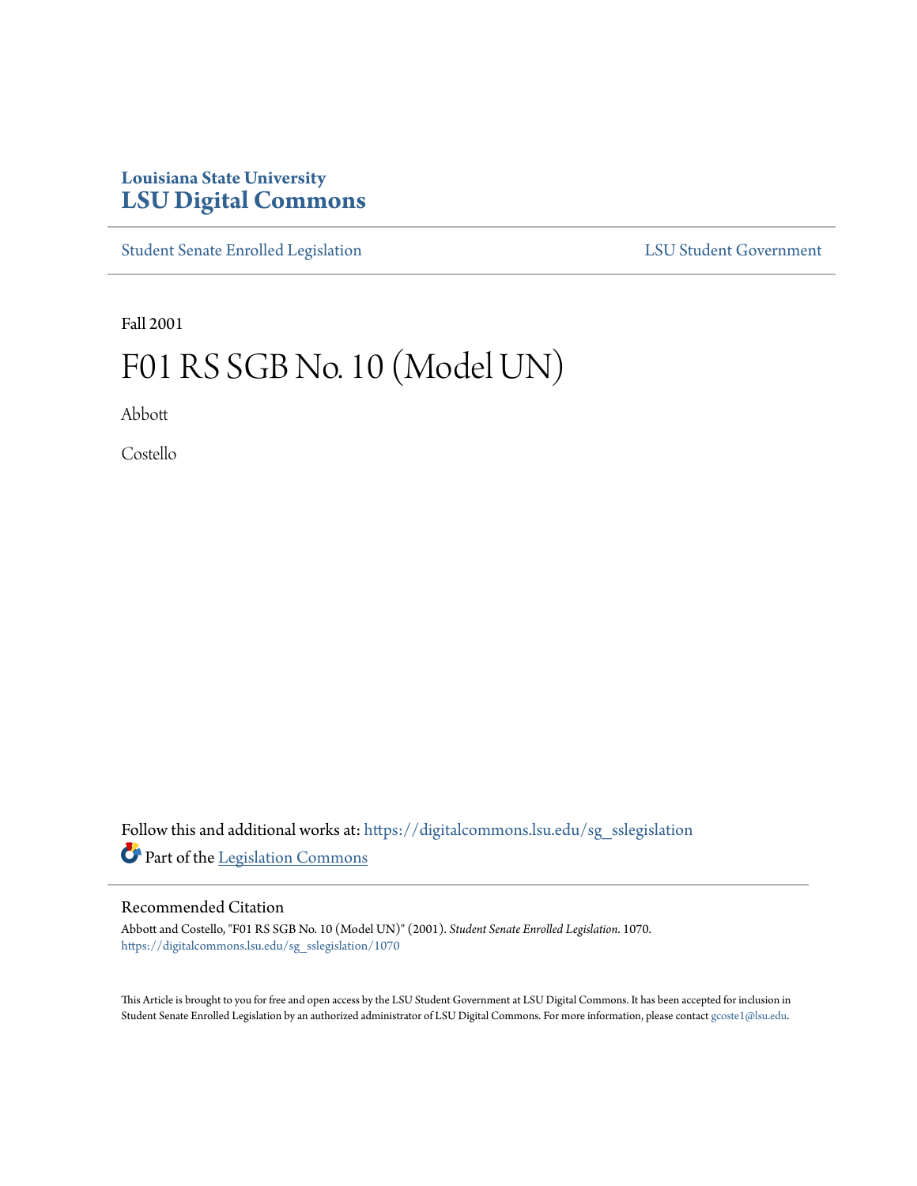Louisiana State University

# LSU Digital Commons

Student Senate Enrolled Legislation | LSU Student Government

Fall 2001

# F01 RS SGB No. 10 (Model UN)

Abbott

Costello

Follow this and additional works at: https://digitalcommons.lsu.edu/sg_sslegislation

Part of the Legislation Commons

## Recommended Citation

Abbott and Costello, "F01 RS SGB No. 10 (Model UN)" (2001). *Student Senate Enrolled Legislation*. 1070.
https://digitalcommons.lsu.edu/sg_sslegislation/1070

This Article is brought to you for free and open access by the LSU Student Government at LSU Digital Commons. It has been accepted for inclusion in Student Senate Enrolled Legislation by an authorized administrator of LSU Digital Commons. For more information, please contact gcoste1@lsu.edu.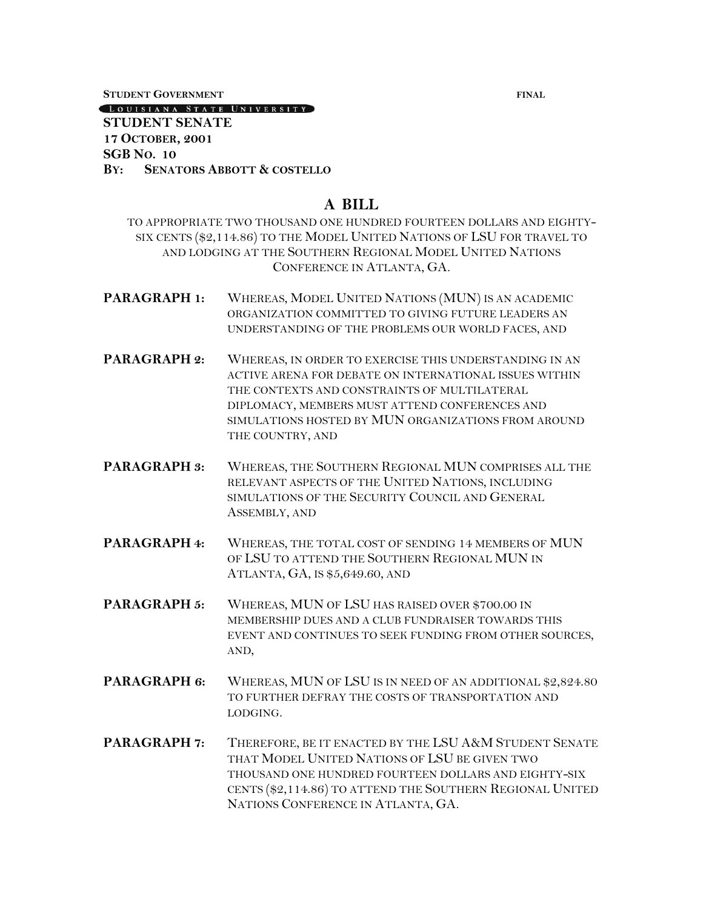**STUDENT GOVERNMENT** **FINAL**

LOUISIANA STATE UNIVERSITY

**STUDENT SENATE**
**17 OCTOBER, 2001**
**SGB NO. 10**
**BY: SENATORS ABBOTT & COSTELLO**

# A BILL

TO APPROPRIATE TWO THOUSAND ONE HUNDRED FOURTEEN DOLLARS AND EIGHTY-SIX CENTS ($2,114.86) TO THE MODEL UNITED NATIONS OF LSU FOR TRAVEL TO AND LODGING AT THE SOUTHERN REGIONAL MODEL UNITED NATIONS CONFERENCE IN ATLANTA, GA.

**PARAGRAPH 1:** WHEREAS, MODEL UNITED NATIONS (MUN) IS AN ACADEMIC ORGANIZATION COMMITTED TO GIVING FUTURE LEADERS AN UNDERSTANDING OF THE PROBLEMS OUR WORLD FACES, AND

**PARAGRAPH 2:** WHEREAS, IN ORDER TO EXERCISE THIS UNDERSTANDING IN AN ACTIVE ARENA FOR DEBATE ON INTERNATIONAL ISSUES WITHIN THE CONTEXTS AND CONSTRAINTS OF MULTILATERAL DIPLOMACY, MEMBERS MUST ATTEND CONFERENCES AND SIMULATIONS HOSTED BY MUN ORGANIZATIONS FROM AROUND THE COUNTRY, AND

**PARAGRAPH 3:** WHEREAS, THE SOUTHERN REGIONAL MUN COMPRISES ALL THE RELEVANT ASPECTS OF THE UNITED NATIONS, INCLUDING SIMULATIONS OF THE SECURITY COUNCIL AND GENERAL ASSEMBLY, AND

**PARAGRAPH 4:** WHEREAS, THE TOTAL COST OF SENDING 14 MEMBERS OF MUN OF LSU TO ATTEND THE SOUTHERN REGIONAL MUN IN ATLANTA, GA, IS $5,649.60, AND

**PARAGRAPH 5:** WHEREAS, MUN OF LSU HAS RAISED OVER $700.00 IN MEMBERSHIP DUES AND A CLUB FUNDRAISER TOWARDS THIS EVENT AND CONTINUES TO SEEK FUNDING FROM OTHER SOURCES, AND,

**PARAGRAPH 6:** WHEREAS, MUN OF LSU IS IN NEED OF AN ADDITIONAL $2,824.80 TO FURTHER DEFRAY THE COSTS OF TRANSPORTATION AND LODGING.

**PARAGRAPH 7:** THEREFORE, BE IT ENACTED BY THE LSU A&M STUDENT SENATE THAT MODEL UNITED NATIONS OF LSU BE GIVEN TWO THOUSAND ONE HUNDRED FOURTEEN DOLLARS AND EIGHTY-SIX CENTS ($2,114.86) TO ATTEND THE SOUTHERN REGIONAL UNITED NATIONS CONFERENCE IN ATLANTA, GA.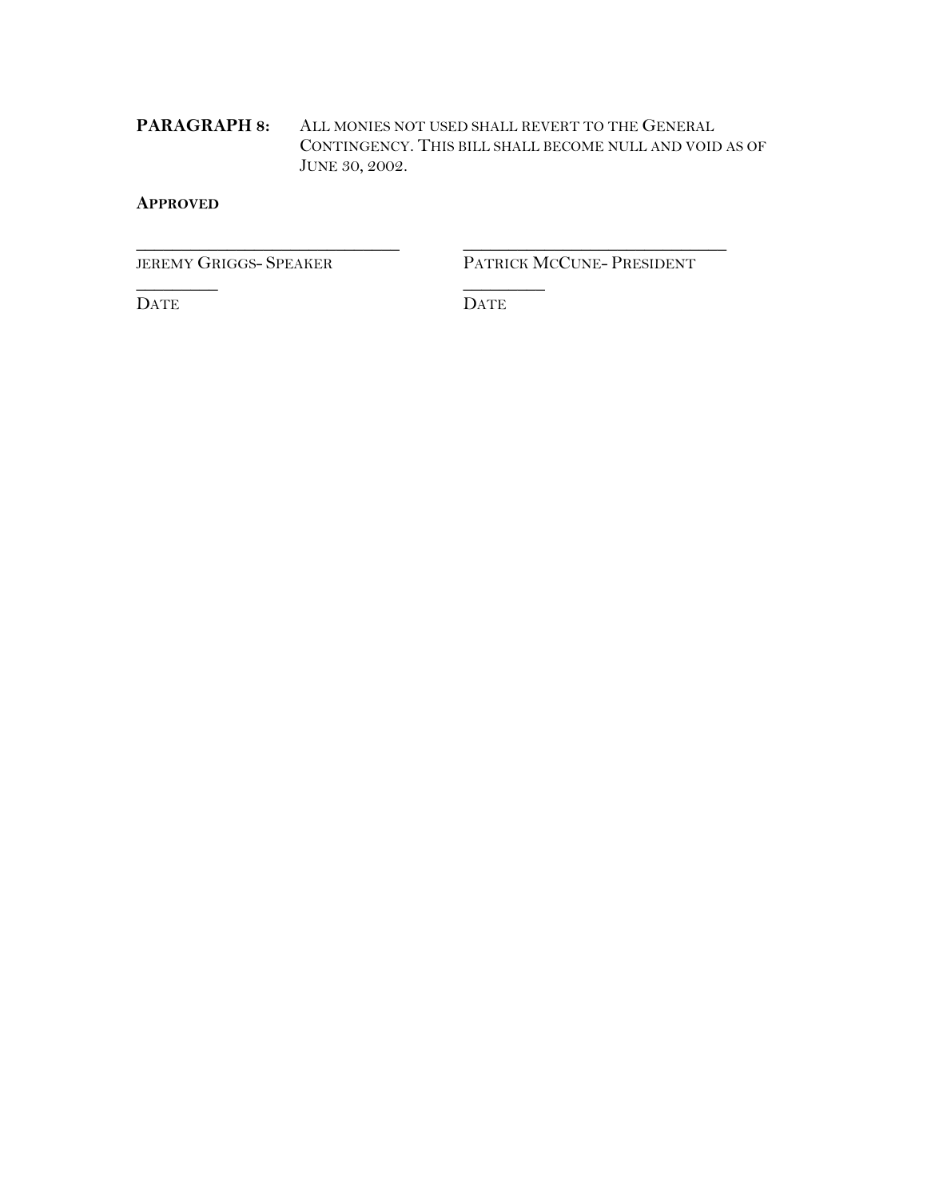**PARAGRAPH 8:** ALL MONIES NOT USED SHALL REVERT TO THE GENERAL CONTINGENCY. THIS BILL SHALL BECOME NULL AND VOID AS OF JUNE 30, 2002.

**APPROVED**

| | |
|---|---|
| _____________________________ | _____________________________ |
| JEREMY GRIGGS- SPEAKER | PATRICK MCCUNE- PRESIDENT |
| _________ | _________ |
| DATE | DATE |